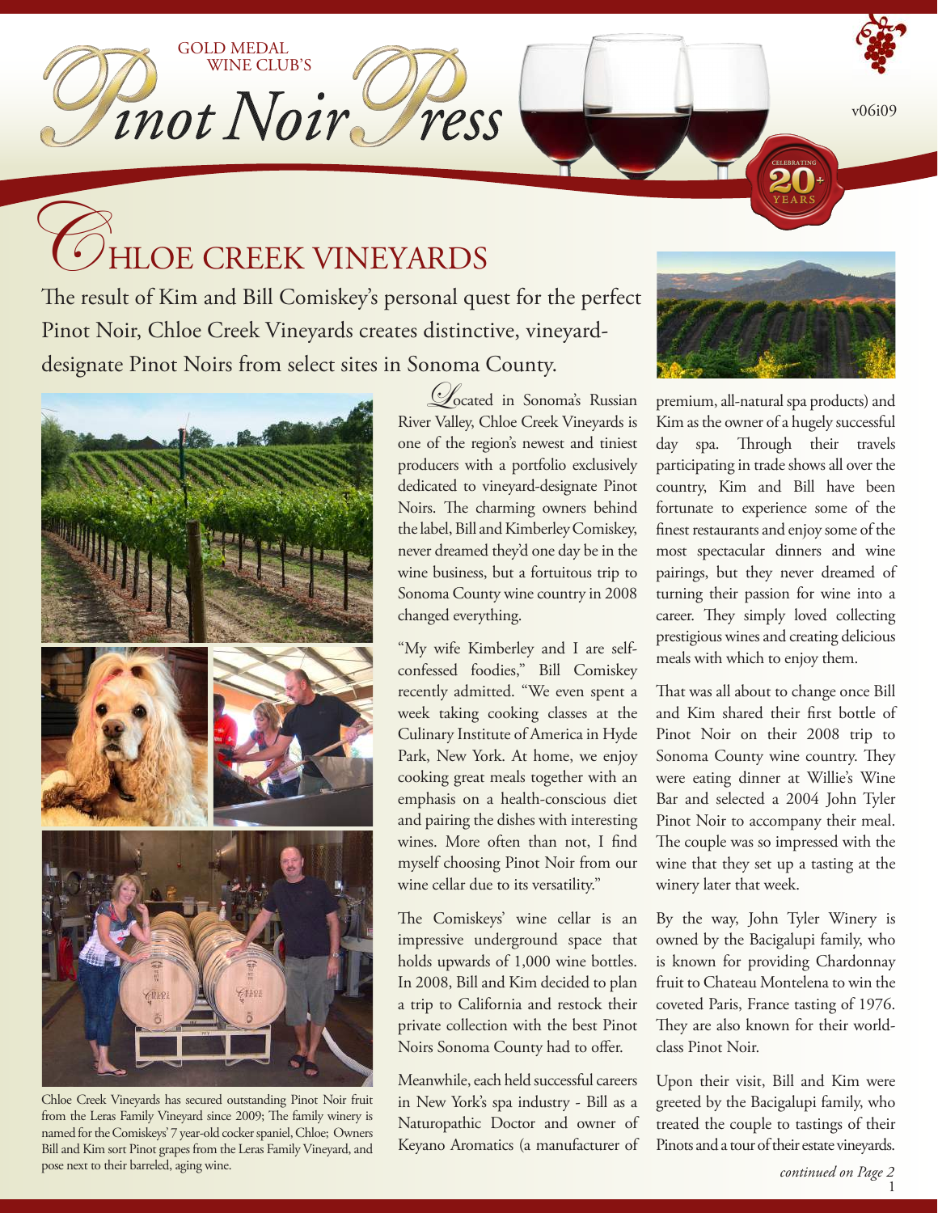GOLD MEDAL WINE CLUB'S

# Pinot Noir Press

v06i09

## Chloe Creek Vineyards

The result of Kim and Bill Comiskey's personal quest for the perfect Pinot Noir, Chloe Creek Vineyards creates distinctive, vineyard-designate Pinot Noirs from select sites in Sonoma County.

Chloe Creek Vineyards has secured outstanding Pinot Noir fruit from the Leras Family Vineyard since 2009; The family winery is named for the Comiskeys' 7 year-old cocker spaniel, Chloe; Owners Bill and Kim sort Pinot grapes from the Leras Family Vineyard, and pose next to their barreled, aging wine.

Located in Sonoma's Russian River Valley, Chloe Creek Vineyards is one of the region's newest and tiniest producers with a portfolio exclusively dedicated to vineyard-designate Pinot Noirs. The charming owners behind the label, Bill and Kimberley Comiskey, never dreamed they'd one day be in the wine business, but a fortuitous trip to Sonoma County wine country in 2008 changed everything.

"My wife Kimberley and I are self-confessed foodies," Bill Comiskey recently admitted. "We even spent a week taking cooking classes at the Culinary Institute of America in Hyde Park, New York. At home, we enjoy cooking great meals together with an emphasis on a health-conscious diet and pairing the dishes with interesting wines. More often than not, I find myself choosing Pinot Noir from our wine cellar due to its versatility."

The Comiskeys' wine cellar is an impressive underground space that holds upwards of 1,000 wine bottles. In 2008, Bill and Kim decided to plan a trip to California and restock their private collection with the best Pinot Noirs Sonoma County had to offer.

Meanwhile, each held successful careers in New York's spa industry - Bill as a Naturopathic Doctor and owner of Keyano Aromatics (a manufacturer of premium, all-natural spa products) and Kim as the owner of a hugely successful day spa. Through their travels participating in trade shows all over the country, Kim and Bill have been fortunate to experience some of the finest restaurants and enjoy some of the most spectacular dinners and wine pairings, but they never dreamed of turning their passion for wine into a career. They simply loved collecting prestigious wines and creating delicious meals with which to enjoy them.

That was all about to change once Bill and Kim shared their first bottle of Pinot Noir on their 2008 trip to Sonoma County wine country. They were eating dinner at Willie's Wine Bar and selected a 2004 John Tyler Pinot Noir to accompany their meal. The couple was so impressed with the wine that they set up a tasting at the winery later that week.

By the way, John Tyler Winery is owned by the Bacigalupi family, who is known for providing Chardonnay fruit to Chateau Montelena to win the coveted Paris, France tasting of 1976. They are also known for their world-class Pinot Noir.

Upon their visit, Bill and Kim were greeted by the Bacigalupi family, who treated the couple to tastings of their Pinots and a tour of their estate vineyards.

*continued on Page 2*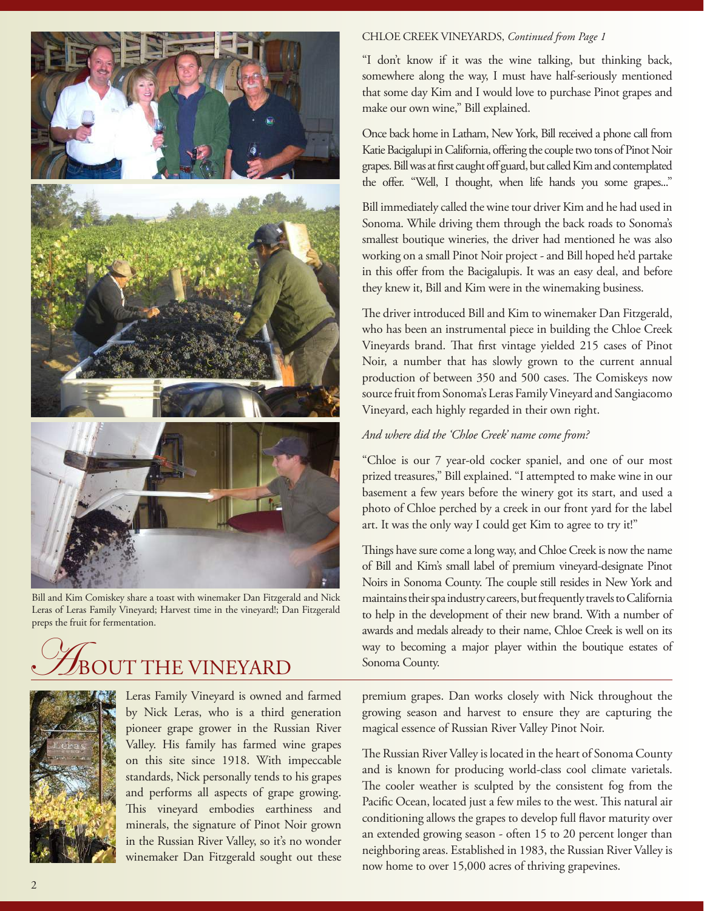Bill and Kim Comiskey share a toast with winemaker Dan Fitzgerald and Nick Leras of Leras Family Vineyard; Harvest time in the vineyard!; Dan Fitzgerald preps the fruit for fermentation.

CHLOE CREEK VINEYARDS, *Continued from Page 1*

"I don't know if it was the wine talking, but thinking back, somewhere along the way, I must have half-seriously mentioned that some day Kim and I would love to purchase Pinot grapes and make our own wine," Bill explained.

Once back home in Latham, New York, Bill received a phone call from Katie Bacigalupi in California, offering the couple two tons of Pinot Noir grapes. Bill was at first caught off guard, but called Kim and contemplated the offer. "Well, I thought, when life hands you some grapes..."

Bill immediately called the wine tour driver Kim and he had used in Sonoma. While driving them through the back roads to Sonoma's smallest boutique wineries, the driver had mentioned he was also working on a small Pinot Noir project - and Bill hoped he'd partake in this offer from the Bacigalupis. It was an easy deal, and before they knew it, Bill and Kim were in the winemaking business.

The driver introduced Bill and Kim to winemaker Dan Fitzgerald, who has been an instrumental piece in building the Chloe Creek Vineyards brand. That first vintage yielded 215 cases of Pinot Noir, a number that has slowly grown to the current annual production of between 350 and 500 cases. The Comiskeys now source fruit from Sonoma's Leras Family Vineyard and Sangiacomo Vineyard, each highly regarded in their own right.

*And where did the 'Chloe Creek' name come from?*

"Chloe is our 7 year-old cocker spaniel, and one of our most prized treasures," Bill explained. "I attempted to make wine in our basement a few years before the winery got its start, and used a photo of Chloe perched by a creek in our front yard for the label art. It was the only way I could get Kim to agree to try it!"

Things have sure come a long way, and Chloe Creek is now the name of Bill and Kim's small label of premium vineyard-designate Pinot Noirs in Sonoma County. The couple still resides in New York and maintains their spa industry careers, but frequently travels to California to help in the development of their new brand. With a number of awards and medals already to their name, Chloe Creek is well on its way to becoming a major player within the boutique estates of Sonoma County.

## About the Vineyard

Leras Family Vineyard is owned and farmed by Nick Leras, who is a third generation pioneer grape grower in the Russian River Valley. His family has farmed wine grapes on this site since 1918. With impeccable standards, Nick personally tends to his grapes and performs all aspects of grape growing. This vineyard embodies earthiness and minerals, the signature of Pinot Noir grown in the Russian River Valley, so it's no wonder winemaker Dan Fitzgerald sought out these premium grapes. Dan works closely with Nick throughout the growing season and harvest to ensure they are capturing the magical essence of Russian River Valley Pinot Noir.

The Russian River Valley is located in the heart of Sonoma County and is known for producing world-class cool climate varietals. The cooler weather is sculpted by the consistent fog from the Pacific Ocean, located just a few miles to the west. This natural air conditioning allows the grapes to develop full flavor maturity over an extended growing season - often 15 to 20 percent longer than neighboring areas. Established in 1983, the Russian River Valley is now home to over 15,000 acres of thriving grapevines.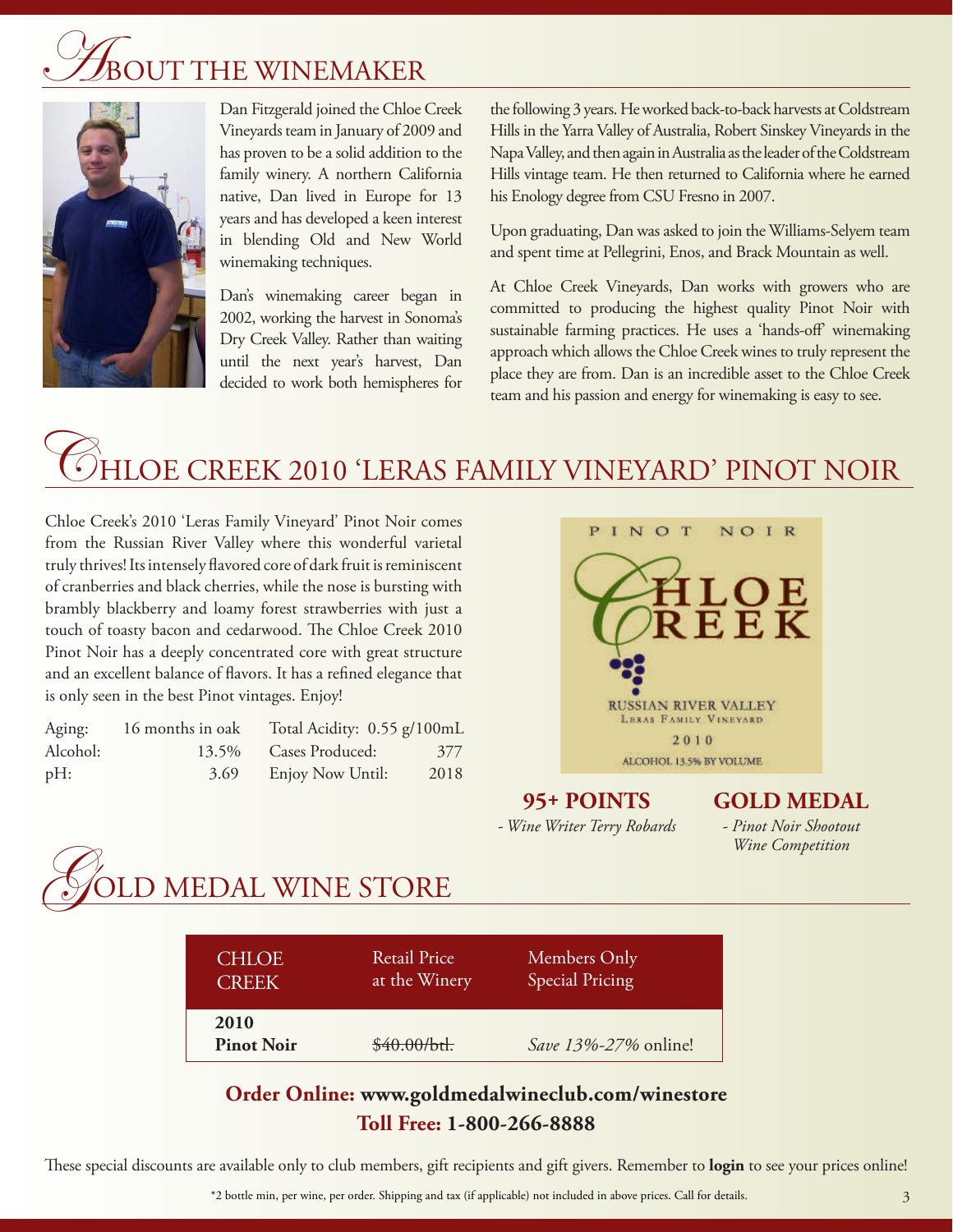# About the Winemaker

Dan Fitzgerald joined the Chloe Creek Vineyards team in January of 2009 and has proven to be a solid addition to the family winery. A northern California native, Dan lived in Europe for 13 years and has developed a keen interest in blending Old and New World winemaking techniques.

Dan's winemaking career began in 2002, working the harvest in Sonoma's Dry Creek Valley. Rather than waiting until the next year's harvest, Dan decided to work both hemispheres for the following 3 years. He worked back-to-back harvests at Coldstream Hills in the Yarra Valley of Australia, Robert Sinskey Vineyards in the Napa Valley, and then again in Australia as the leader of the Coldstream Hills vintage team. He then returned to California where he earned his Enology degree from CSU Fresno in 2007.

Upon graduating, Dan was asked to join the Williams-Selyem team and spent time at Pellegrini, Enos, and Brack Mountain as well.

At Chloe Creek Vineyards, Dan works with growers who are committed to producing the highest quality Pinot Noir with sustainable farming practices. He uses a 'hands-off' winemaking approach which allows the Chloe Creek wines to truly represent the place they are from. Dan is an incredible asset to the Chloe Creek team and his passion and energy for winemaking is easy to see.

# Chloe Creek 2010 'Leras Family Vineyard' Pinot Noir

Chloe Creek's 2010 'Leras Family Vineyard' Pinot Noir comes from the Russian River Valley where this wonderful varietal truly thrives! Its intensely flavored core of dark fruit is reminiscent of cranberries and black cherries, while the nose is bursting with brambly blackberry and loamy forest strawberries with just a touch of toasty bacon and cedarwood. The Chloe Creek 2010 Pinot Noir has a deeply concentrated core with great structure and an excellent balance of flavors. It has a refined elegance that is only seen in the best Pinot vintages. Enjoy!

| | | | |
|---|---|---|---|
| Aging: | 16 months in oak | Total Acidity: | 0.55 g/100mL |
| Alcohol: | 13.5% | Cases Produced: | 377 |
| pH: | 3.69 | Enjoy Now Until: | 2018 |

PINOT NOIR
CHLOE CREEK
RUSSIAN RIVER VALLEY
LERAS FAMILY VINEYARD
2010
ALCOHOL 13.5% BY VOLUME

**95+ POINTS**
*- Wine Writer Terry Robards*

**GOLD MEDAL**
*- Pinot Noir Shootout Wine Competition*

# Gold Medal Wine Store

| CHLOE CREEK | Retail Price at the Winery | Members Only Special Pricing |
|---|---|---|
| **2010 Pinot Noir** | ~~$40.00/btl.~~ | *Save 13%-27%* online! |

**Order Online: www.goldmedalwineclub.com/winestore**
**Toll Free: 1-800-266-8888**

These special discounts are available only to club members, gift recipients and gift givers. Remember to **login** to see your prices online!

*2 bottle min, per wine, per order. Shipping and tax (if applicable) not included in above prices. Call for details.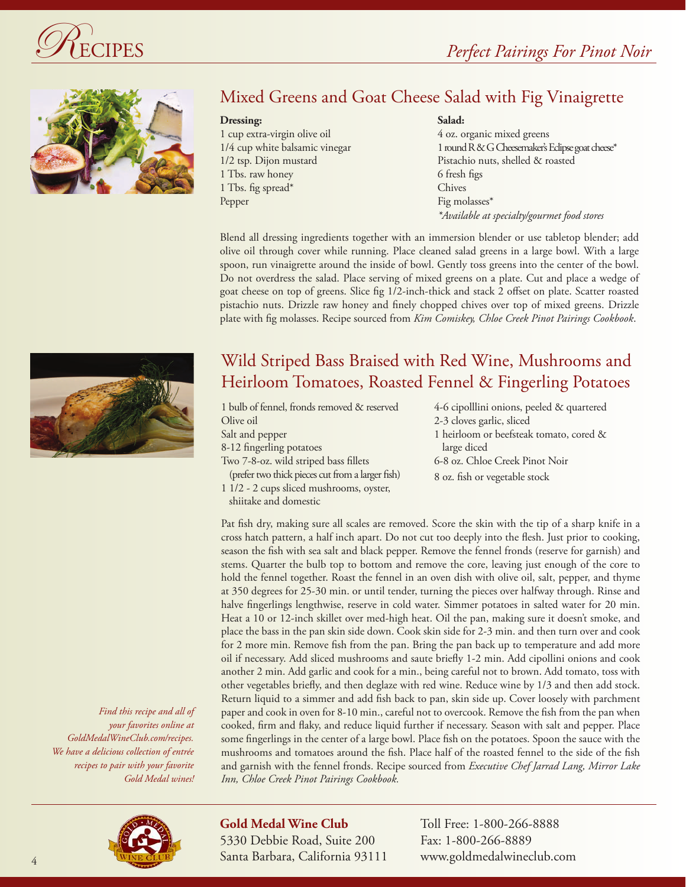# Recipes

*Perfect Pairings For Pinot Noir*

## Mixed Greens and Goat Cheese Salad with Fig Vinaigrette

**Dressing:**
1 cup extra-virgin olive oil
1/4 cup white balsamic vinegar
1/2 tsp. Dijon mustard
1 Tbs. raw honey
1 Tbs. fig spread*
Pepper

**Salad:**
4 oz. organic mixed greens
1 round R & G Cheesemaker's Eclipse goat cheese*
Pistachio nuts, shelled & roasted
6 fresh figs
Chives
Fig molasses*
*\*Available at specialty/gourmet food stores*

Blend all dressing ingredients together with an immersion blender or use tabletop blender; add olive oil through cover while running. Place cleaned salad greens in a large bowl. With a large spoon, run vinaigrette around the inside of bowl. Gently toss greens into the center of the bowl. Do not overdress the salad. Place serving of mixed greens on a plate. Cut and place a wedge of goat cheese on top of greens. Slice fig 1/2-inch-thick and stack 2 offset on plate. Scatter roasted pistachio nuts. Drizzle raw honey and finely chopped chives over top of mixed greens. Drizzle plate with fig molasses. Recipe sourced from *Kim Comiskey, Chloe Creek Pinot Pairings Cookbook*.

## Wild Striped Bass Braised with Red Wine, Mushrooms and Heirloom Tomatoes, Roasted Fennel & Fingerling Potatoes

1 bulb of fennel, fronds removed & reserved
Olive oil
Salt and pepper
8-12 fingerling potatoes
Two 7-8-oz. wild striped bass fillets (prefer two thick pieces cut from a larger fish)
1 1/2 - 2 cups sliced mushrooms, oyster, shiitake and domestic
4-6 cipolllini onions, peeled & quartered
2-3 cloves garlic, sliced
1 heirloom or beefsteak tomato, cored & large diced
6-8 oz. Chloe Creek Pinot Noir
8 oz. fish or vegetable stock

Pat fish dry, making sure all scales are removed. Score the skin with the tip of a sharp knife in a cross hatch pattern, a half inch apart. Do not cut too deeply into the flesh. Just prior to cooking, season the fish with sea salt and black pepper. Remove the fennel fronds (reserve for garnish) and stems. Quarter the bulb top to bottom and remove the core, leaving just enough of the core to hold the fennel together. Roast the fennel in an oven dish with olive oil, salt, pepper, and thyme at 350 degrees for 25-30 min. or until tender, turning the pieces over halfway through. Rinse and halve fingerlings lengthwise, reserve in cold water. Simmer potatoes in salted water for 20 min. Heat a 10 or 12-inch skillet over med-high heat. Oil the pan, making sure it doesn't smoke, and place the bass in the pan skin side down. Cook skin side for 2-3 min. and then turn over and cook for 2 more min. Remove fish from the pan. Bring the pan back up to temperature and add more oil if necessary. Add sliced mushrooms and saute briefly 1-2 min. Add cipollini onions and cook another 2 min. Add garlic and cook for a min., being careful not to brown. Add tomato, toss with other vegetables briefly, and then deglaze with red wine. Reduce wine by 1/3 and then add stock. Return liquid to a simmer and add fish back to pan, skin side up. Cover loosely with parchment paper and cook in oven for 8-10 min., careful not to overcook. Remove the fish from the pan when cooked, firm and flaky, and reduce liquid further if necessary. Season with salt and pepper. Place some fingerlings in the center of a large bowl. Place fish on the potatoes. Spoon the sauce with the mushrooms and tomatoes around the fish. Place half of the roasted fennel to the side of the fish and garnish with the fennel fronds. Recipe sourced from *Executive Chef Jarrad Lang, Mirror Lake Inn, Chloe Creek Pinot Pairings Cookbook.*

*Find this recipe and all of your favorites online at GoldMedalWineClub.com/recipes. We have a delicious collection of entrée recipes to pair with your favorite Gold Medal wines!*

**Gold Medal Wine Club**
5330 Debbie Road, Suite 200
Santa Barbara, California 93111

Toll Free: 1-800-266-8888
Fax: 1-800-266-8889
www.goldmedalwineclub.com